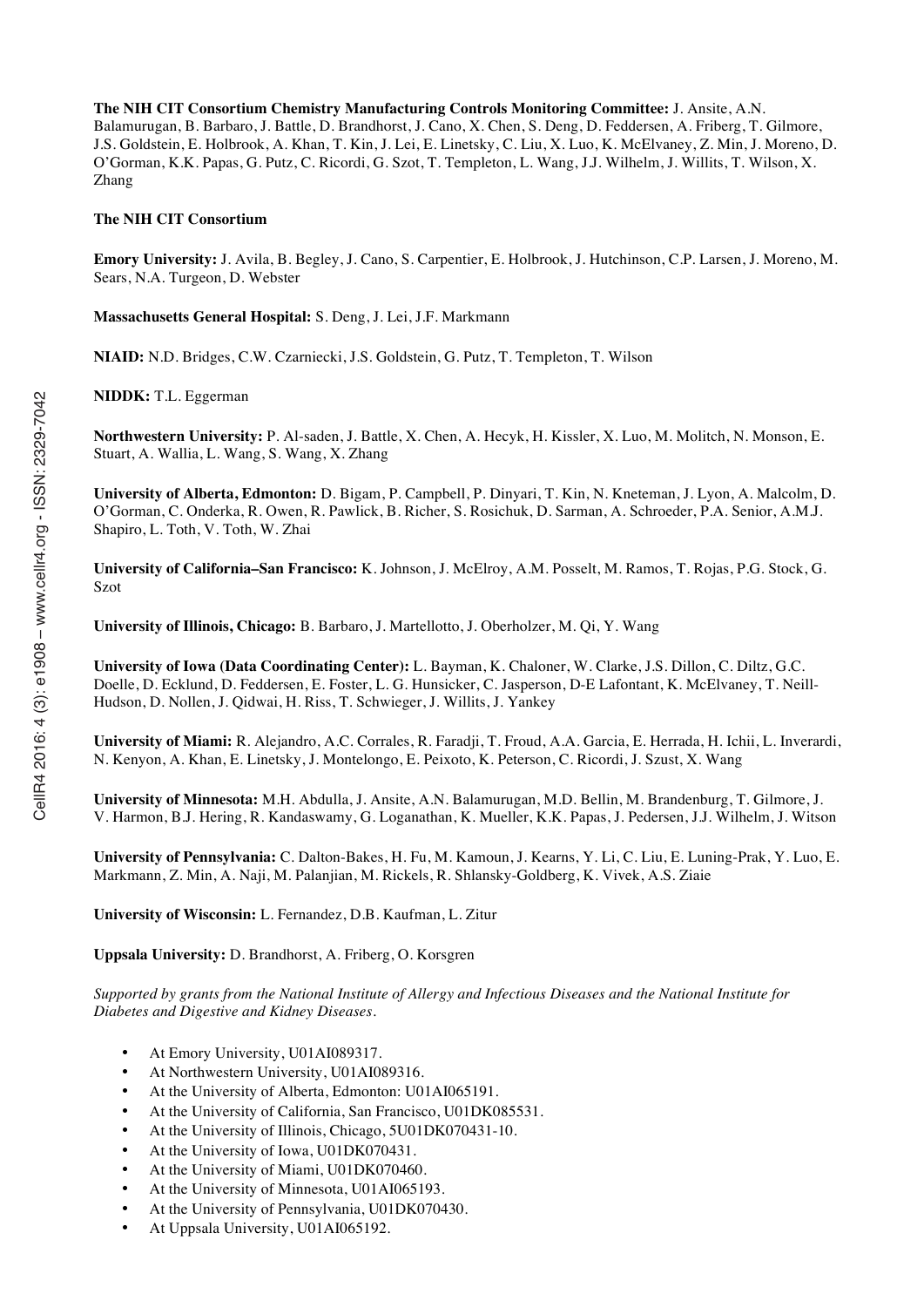**The NIH CIT Consortium Chemistry Manufacturing Controls Monitoring Committee:** J. Ansite, A.N. Balamurugan, B. Barbaro, J. Battle, D. Brandhorst, J. Cano, X. Chen, S. Deng, D. Feddersen, A. Friberg, T. Gilmore, J.S. Goldstein, E. Holbrook, A. Khan, T. Kin, J. Lei, E. Linetsky, C. Liu, X. Luo, K. McElvaney, Z. Min, J. Moreno, D. O'Gorman, K.K. Papas, G. Putz, C. Ricordi, G. Szot, T. Templeton, L. Wang, J.J. Wilhelm, J. Willits, T. Wilson, X. Zhang

**The NIH CIT Consortium**

**Emory University:** J. Avila, B. Begley, J. Cano, S. Carpentier, E. Holbrook, J. Hutchinson, C.P. Larsen, J. Moreno, M. Sears, N.A. Turgeon, D. Webster

**Massachusetts General Hospital:** S. Deng, J. Lei, J.F. Markmann

**NIAID:** N.D. Bridges, C.W. Czarniecki, J.S. Goldstein, G. Putz, T. Templeton, T. Wilson

**NIDDK:** T.L. Eggerman

**Northwestern University:** P. Al-saden, J. Battle, X. Chen, A. Hecyk, H. Kissler, X. Luo, M. Molitch, N. Monson, E. Stuart, A. Wallia, L. Wang, S. Wang, X. Zhang

**University of Alberta, Edmonton:** D. Bigam, P. Campbell, P. Dinyari, T. Kin, N. Kneteman, J. Lyon, A. Malcolm, D. O'Gorman, C. Onderka, R. Owen, R. Pawlick, B. Richer, S. Rosichuk, D. Sarman, A. Schroeder, P.A. Senior, A.M.J. Shapiro, L. Toth, V. Toth, W. Zhai

**University of California–San Francisco:** K. Johnson, J. McElroy, A.M. Posselt, M. Ramos, T. Rojas, P.G. Stock, G. Szot

**University of Illinois, Chicago:** B. Barbaro, J. Martellotto, J. Oberholzer, M. Qi, Y. Wang

**University of Iowa (Data Coordinating Center):** L. Bayman, K. Chaloner, W. Clarke, J.S. Dillon, C. Diltz, G.C. Doelle, D. Ecklund, D. Feddersen, E. Foster, L. G. Hunsicker, C. Jasperson, D-E Lafontant, K. McElvaney, T. Neill-Hudson, D. Nollen, J. Qidwai, H. Riss, T. Schwieger, J. Willits, J. Yankey

**University of Miami:** R. Alejandro, A.C. Corrales, R. Faradji, T. Froud, A.A. Garcia, E. Herrada, H. Ichii, L. Inverardi, N. Kenyon, A. Khan, E. Linetsky, J. Montelongo, E. Peixoto, K. Peterson, C. Ricordi, J. Szust, X. Wang

**University of Minnesota:** M.H. Abdulla, J. Ansite, A.N. Balamurugan, M.D. Bellin, M. Brandenburg, T. Gilmore, J. V. Harmon, B.J. Hering, R. Kandaswamy, G. Loganathan, K. Mueller, K.K. Papas, J. Pedersen, J.J. Wilhelm, J. Witson

**University of Pennsylvania:** C. Dalton-Bakes, H. Fu, M. Kamoun, J. Kearns, Y. Li, C. Liu, E. Luning-Prak, Y. Luo, E. Markmann, Z. Min, A. Naji, M. Palanjian, M. Rickels, R. Shlansky-Goldberg, K. Vivek, A.S. Ziaie

**University of Wisconsin:** L. Fernandez, D.B. Kaufman, L. Zitur

**Uppsala University:** D. Brandhorst, A. Friberg, O. Korsgren

*Supported by grants from the National Institute of Allergy and Infectious Diseases and the National Institute for Diabetes and Digestive and Kidney Diseases.*

- At Emory University, U01AI089317.
- At Northwestern University, U01AI089316.
- At the University of Alberta, Edmonton: U01AI065191.
- At the University of California, San Francisco, U01DK085531.
- At the University of Illinois, Chicago, 5U01DK070431-10.
- At the University of Iowa, U01DK070431.
- At the University of Miami, U01DK070460.
- At the University of Minnesota, U01AI065193.
- At the University of Pennsylvania, U01DK070430.
- At Uppsala University, U01AI065192.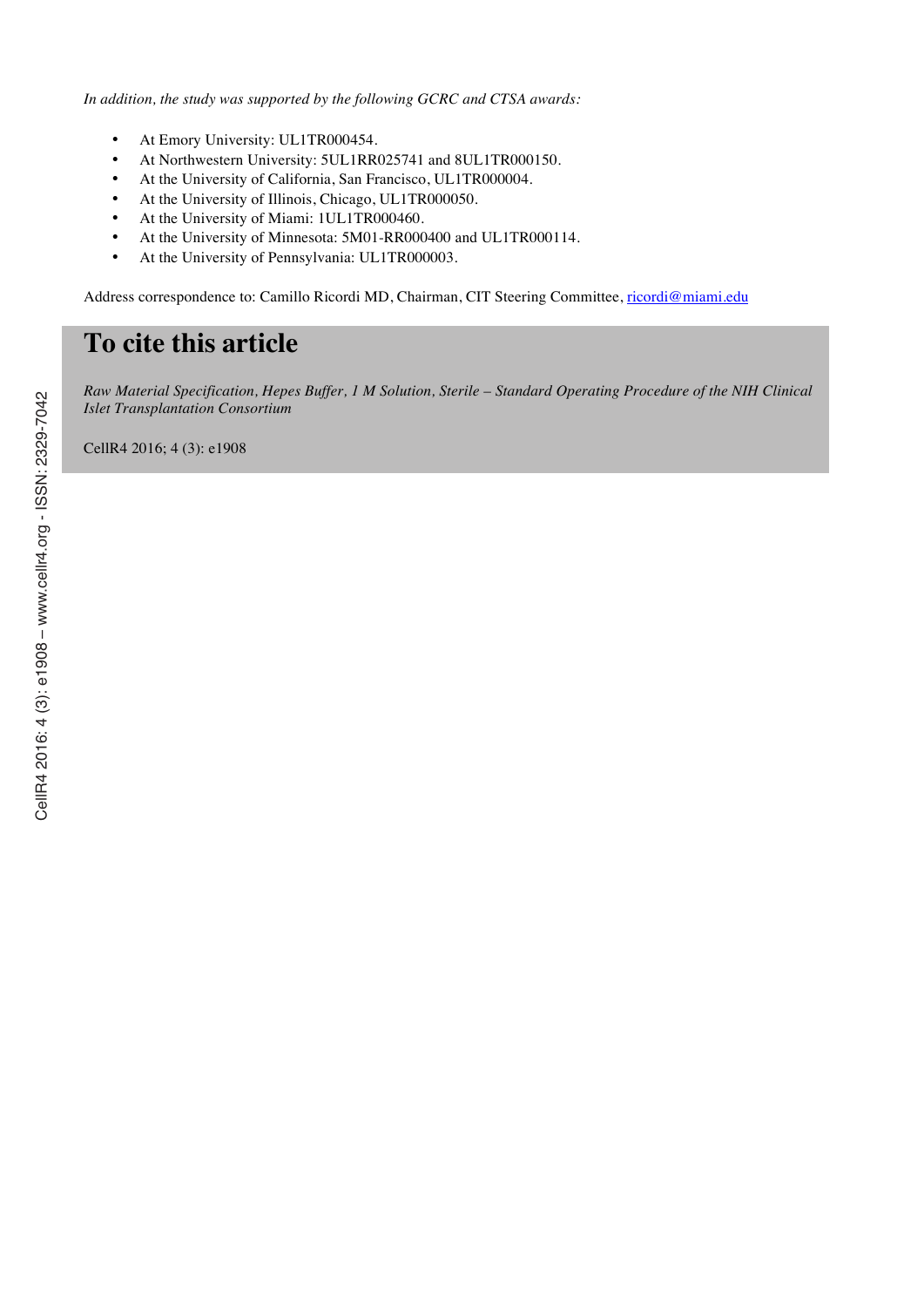*In addition, the study was supported by the following GCRC and CTSA awards:*

- At Emory University: UL1TR000454.
- At Northwestern University: 5UL1RR025741 and 8UL1TR000150.
- At the University of California, San Francisco, UL1TR000004.
- At the University of Illinois, Chicago, UL1TR000050.
- At the University of Miami: 1UL1TR000460.
- At the University of Minnesota: 5M01-RR000400 and UL1TR000114.
- At the University of Pennsylvania: UL1TR000003.

Address correspondence to: Camillo Ricordi MD, Chairman, CIT Steering Committee, ricordi@miami.edu

## To cite this article

*Raw Material Specification, Hepes Buffer, 1 M Solution, Sterile – Standard Operating Procedure of the NIH Clinical Islet Transplantation Consortium*

CellR4 2016; 4 (3): e1908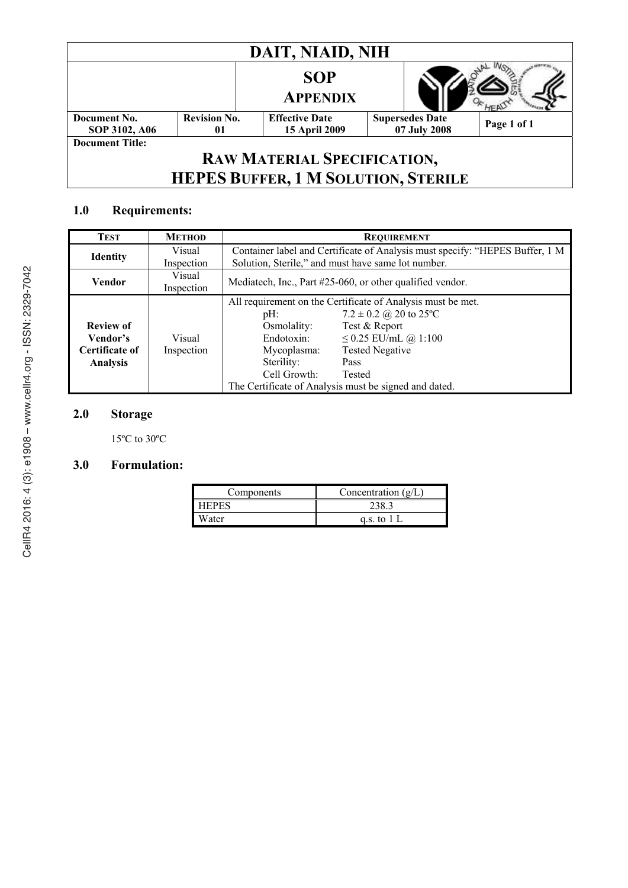# DAIT, NIAID, NIH

**SOP**

**APPENDIX**

| Document No. | Revision No. | Effective Date | Supersedes Date | |
|---|---|---|---|---|
| SOP 3102, A06 | 01 | 15 April 2009 | 07 July 2008 | Page 1 of 1 |

**Document Title:**

## RAW MATERIAL SPECIFICATION, HEPES BUFFER, 1 M SOLUTION, STERILE

### 1.0 Requirements:

| TEST | METHOD | REQUIREMENT |
|---|---|---|
| **Identity** | Visual Inspection | Container label and Certificate of Analysis must specify: "HEPES Buffer, 1 M Solution, Sterile," and must have same lot number. |
| **Vendor** | Visual Inspection | Mediatech, Inc., Part #25-060, or other qualified vendor. |
| **Review of Vendor's Certificate of Analysis** | Visual Inspection | All requirement on the Certificate of Analysis must be met.<br>pH: 7.2 ± 0.2 @ 20 to 25ºC<br>Osmolality: Test & Report<br>Endotoxin: ≤ 0.25 EU/mL @ 1:100<br>Mycoplasma: Tested Negative<br>Sterility: Pass<br>Cell Growth: Tested<br>The Certificate of Analysis must be signed and dated. |

### 2.0 Storage

15ºC to 30ºC

### 3.0 Formulation:

| Components | Concentration (g/L) |
|---|---|
| HEPES | 238.3 |
| Water | q.s. to 1 L |